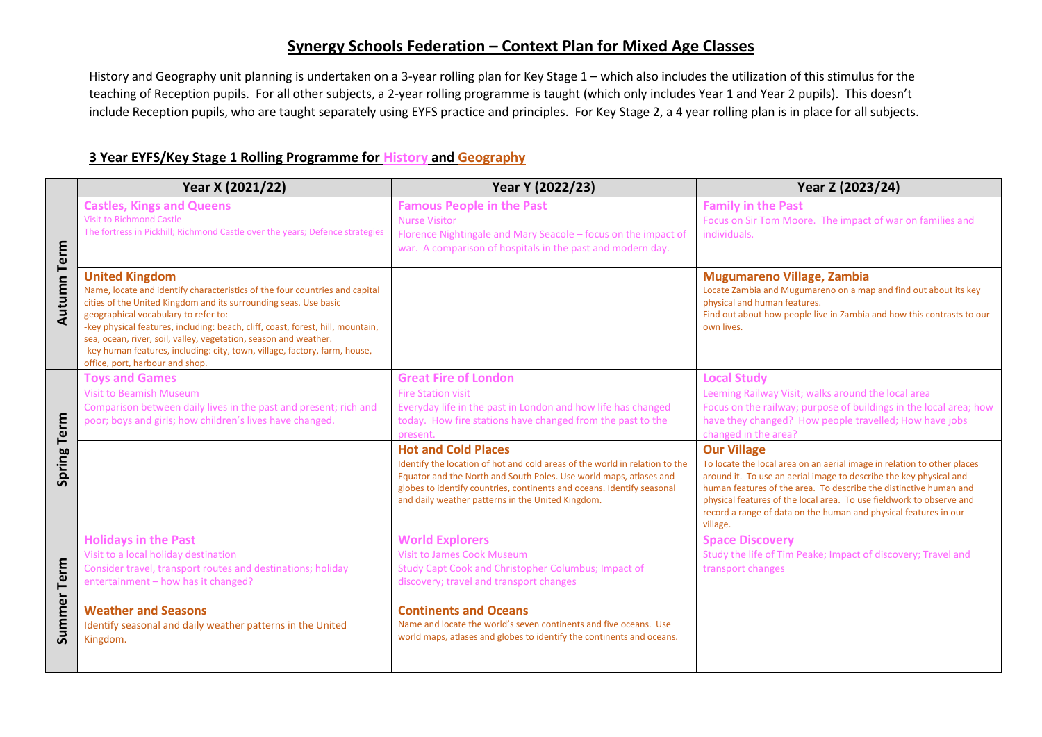# Synergy Schools Federation – Context Plan for Mixed Age Classes

History and Geography unit planning is undertaken on a 3-year rolling plan for Key Stage 1 – which also includes the utilization of this stimulus for the teaching of Reception pupils. For all other subjects, a 2-year rolling programme is taught (which only includes Year 1 and Year 2 pupils). This doesn't include Reception pupils, who are taught separately using EYFS practice and principles. For Key Stage 2, a 4 year rolling plan is in place for all subjects.

## 3 Year EYFS/Key Stage 1 Rolling Programme for History and Geography

| | Year X (2021/22) | Year Y (2022/23) | Year Z (2023/24) |
|---|---|---|---|
| **Autumn Term** | **Castles, Kings and Queens**<br>Visit to Richmond Castle<br>The fortress in Pickhill; Richmond Castle over the years; Defence strategies | **Famous People in the Past**<br>Nurse Visitor<br>Florence Nightingale and Mary Seacole – focus on the impact of war. A comparison of hospitals in the past and modern day. | **Family in the Past**<br>Focus on Sir Tom Moore. The impact of war on families and individuals. |
| | **United Kingdom**<br>Name, locate and identify characteristics of the four countries and capital cities of the United Kingdom and its surrounding seas. Use basic geographical vocabulary to refer to:<br>-key physical features, including: beach, cliff, coast, forest, hill, mountain, sea, ocean, river, soil, valley, vegetation, season and weather.<br>-key human features, including: city, town, village, factory, farm, house, office, port, harbour and shop. | | **Mugumareno Village, Zambia**<br>Locate Zambia and Mugumareno on a map and find out about its key physical and human features.<br>Find out about how people live in Zambia and how this contrasts to our own lives. |
| **Spring Term** | **Toys and Games**<br>Visit to Beamish Museum<br>Comparison between daily lives in the past and present; rich and poor; boys and girls; how children's lives have changed. | **Great Fire of London**<br>Fire Station visit<br>Everyday life in the past in London and how life has changed today. How fire stations have changed from the past to the present. | **Local Study**<br>Leeming Railway Visit; walks around the local area<br>Focus on the railway; purpose of buildings in the local area; how have they changed? How people travelled; How have jobs changed in the area? |
| | | **Hot and Cold Places**<br>Identify the location of hot and cold areas of the world in relation to the Equator and the North and South Poles. Use world maps, atlases and globes to identify countries, continents and oceans. Identify seasonal and daily weather patterns in the United Kingdom. | **Our Village**<br>To locate the local area on an aerial image in relation to other places around it. To use an aerial image to describe the key physical and human features of the area. To describe the distinctive human and physical features of the local area. To use fieldwork to observe and record a range of data on the human and physical features in our village. |
| **Summer Term** | **Holidays in the Past**<br>Visit to a local holiday destination<br>Consider travel, transport routes and destinations; holiday entertainment – how has it changed? | **World Explorers**<br>Visit to James Cook Museum<br>Study Capt Cook and Christopher Columbus; Impact of discovery; travel and transport changes | **Space Discovery**<br>Study the life of Tim Peake; Impact of discovery; Travel and transport changes |
| | **Weather and Seasons**<br>Identify seasonal and daily weather patterns in the United Kingdom. | **Continents and Oceans**<br>Name and locate the world's seven continents and five oceans. Use world maps, atlases and globes to identify the continents and oceans. | |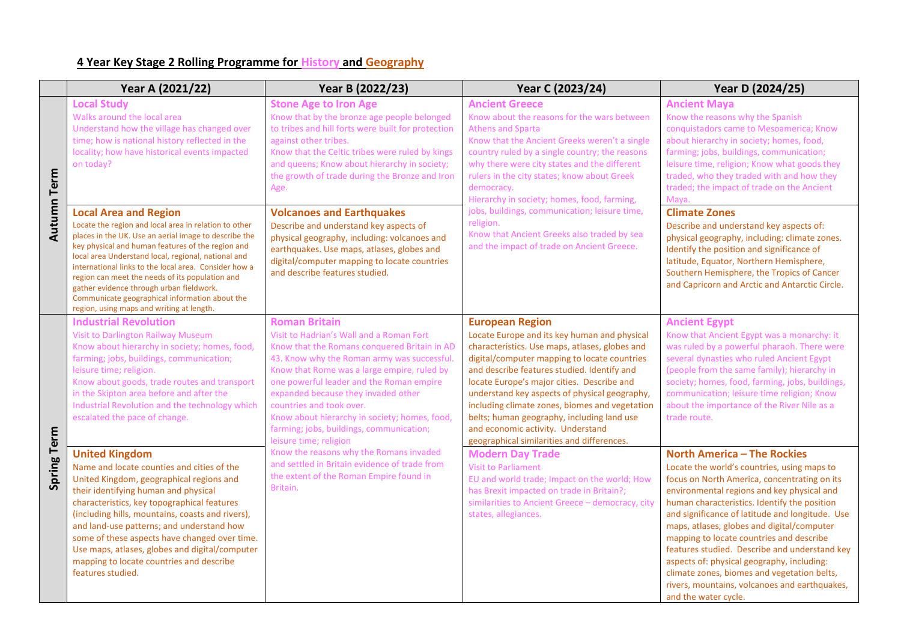# 4 Year Key Stage 2 Rolling Programme for History and Geography

| | Year A (2021/22) | Year B (2022/23) | Year C (2023/24) | Year D (2024/25) |
|---|---|---|---|---|
| **Autumn Term** | **Local Study**<br>Walks around the local area<br>Understand how the village has changed over time; how is national history reflected in the locality; how have historical events impacted on today? | **Stone Age to Iron Age**<br>Know that by the bronze age people belonged to tribes and hill forts were built for protection against other tribes.<br>Know that the Celtic tribes were ruled by kings and queens; Know about hierarchy in society; the growth of trade during the Bronze and Iron Age. | **Ancient Greece**<br>Know about the reasons for the wars between Athens and Sparta<br>Know that the Ancient Greeks weren't a single country ruled by a single country; the reasons why there were city states and the different rulers in the city states; know about Greek democracy.<br>Hierarchy in society; homes, food, farming, jobs, buildings, communication; leisure time, religion.<br>Know that Ancient Greeks also traded by sea and the impact of trade on Ancient Greece. | **Ancient Maya**<br>Know the reasons why the Spanish conquistadors came to Mesoamerica; Know about hierarchy in society; homes, food, farming, jobs, buildings, communication; leisure time, religion; Know what goods they traded, who they traded with and how they traded; the impact of trade on the Ancient Maya. |
| | **Local Area and Region**<br>Locate the region and local area in relation to other places in the UK. Use an aerial image to describe the key physical and human features of the region and local area Understand local, regional, national and international links to the local area. Consider how a region can meet the needs of its population and gather evidence through urban fieldwork. Communicate geographical information about the region, using maps and writing at length. | **Volcanoes and Earthquakes**<br>Describe and understand key aspects of physical geography, including: volcanoes and earthquakes. Use maps, atlases, globes and digital/computer mapping to locate countries and describe features studied. | | **Climate Zones**<br>Describe and understand key aspects of: physical geography, including: climate zones. Identify the position and significance of latitude, Equator, Northern Hemisphere, Southern Hemisphere, the Tropics of Cancer and Capricorn and Arctic and Antarctic Circle. |
| **Spring Term** | **Industrial Revolution**<br>Visit to Darlington Railway Museum<br>Know about hierarchy in society; homes, food, farming; jobs, buildings, communication; leisure time; religion.<br>Know about goods, trade routes and transport in the Skipton area before and after the Industrial Revolution and the technology which escalated the pace of change. | **Roman Britain**<br>Visit to Hadrian's Wall and a Roman Fort<br>Know that the Romans conquered Britain in AD 43. Know why the Roman army was successful. Know that Rome was a large empire, ruled by one powerful leader and the Roman empire expanded because they invaded other countries and took over.<br>Know about hierarchy in society; homes, food, farming; jobs, buildings, communication; leisure time; religion<br>Know the reasons why the Romans invaded and settled in Britain evidence of trade from the extent of the Roman Empire found in Britain. | **European Region**<br>Locate Europe and its key human and physical characteristics. Use maps, atlases, globes and digital/computer mapping to locate countries and describe features studied. Identify and locate Europe's major cities. Describe and understand key aspects of physical geography, including climate zones, biomes and vegetation belts; human geography, including land use and economic activity. Understand geographical similarities and differences. | **Ancient Egypt**<br>Know that Ancient Egypt was a monarchy: it was ruled by a powerful pharaoh. There were several dynasties who ruled Ancient Egypt (people from the same family); hierarchy in society; homes, food, farming, jobs, buildings, communication; leisure time religion; Know about the importance of the River Nile as a trade route. |
| | **United Kingdom**<br>Name and locate counties and cities of the United Kingdom, geographical regions and their identifying human and physical characteristics, key topographical features (including hills, mountains, coasts and rivers), and land-use patterns; and understand how some of these aspects have changed over time. Use maps, atlases, globes and digital/computer mapping to locate countries and describe features studied. | | **Modern Day Trade**<br>Visit to Parliament<br>EU and world trade; Impact on the world; How has Brexit impacted on trade in Britain?; similarities to Ancient Greece – democracy, city states, allegiances. | **North America – The Rockies**<br>Locate the world's countries, using maps to focus on North America, concentrating on its environmental regions and key physical and human characteristics. Identify the position and significance of latitude and longitude. Use maps, atlases, globes and digital/computer mapping to locate countries and describe features studied. Describe and understand key aspects of: physical geography, including: climate zones, biomes and vegetation belts, rivers, mountains, volcanoes and earthquakes, and the water cycle. |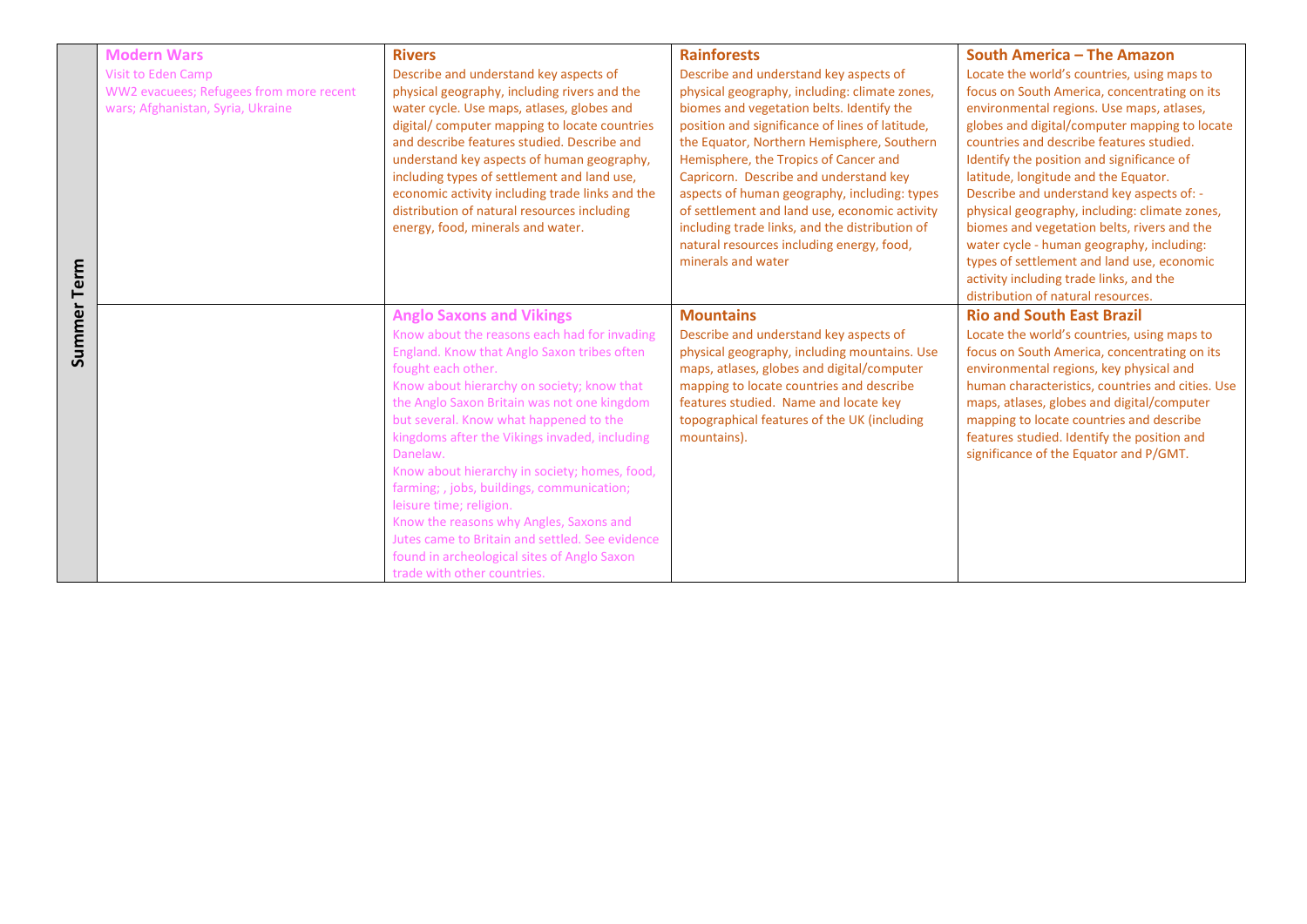| | | | | |
|---|---|---|---|---|
| **Summer Term** | **Modern Wars**<br>Visit to Eden Camp<br>WW2 evacuees; Refugees from more recent wars; Afghanistan, Syria, Ukraine | **Rivers**<br>Describe and understand key aspects of physical geography, including rivers and the water cycle. Use maps, atlases, globes and digital/ computer mapping to locate countries and describe features studied. Describe and understand key aspects of human geography, including types of settlement and land use, economic activity including trade links and the distribution of natural resources including energy, food, minerals and water. | **Rainforests**<br>Describe and understand key aspects of physical geography, including: climate zones, biomes and vegetation belts. Identify the position and significance of lines of latitude, the Equator, Northern Hemisphere, Southern Hemisphere, the Tropics of Cancer and Capricorn. Describe and understand key aspects of human geography, including: types of settlement and land use, economic activity including trade links, and the distribution of natural resources including energy, food, minerals and water | **South America – The Amazon**<br>Locate the world's countries, using maps to focus on South America, concentrating on its environmental regions. Use maps, atlases, globes and digital/computer mapping to locate countries and describe features studied. Identify the position and significance of latitude, longitude and the Equator. Describe and understand key aspects of: - physical geography, including: climate zones, biomes and vegetation belts, rivers and the water cycle - human geography, including: types of settlement and land use, economic activity including trade links, and the distribution of natural resources. |
| | | **Anglo Saxons and Vikings**<br>Know about the reasons each had for invading England. Know that Anglo Saxon tribes often fought each other.<br>Know about hierarchy on society; know that the Anglo Saxon Britain was not one kingdom but several. Know what happened to the kingdoms after the Vikings invaded, including Danelaw.<br>Know about hierarchy in society; homes, food, farming; , jobs, buildings, communication; leisure time; religion.<br>Know the reasons why Angles, Saxons and Jutes came to Britain and settled. See evidence found in archeological sites of Anglo Saxon trade with other countries. | **Mountains**<br>Describe and understand key aspects of physical geography, including mountains. Use maps, atlases, globes and digital/computer mapping to locate countries and describe features studied. Name and locate key topographical features of the UK (including mountains). | **Rio and South East Brazil**<br>Locate the world's countries, using maps to focus on South America, concentrating on its environmental regions, key physical and human characteristics, countries and cities. Use maps, atlases, globes and digital/computer mapping to locate countries and describe features studied. Identify the position and significance of the Equator and P/GMT. |